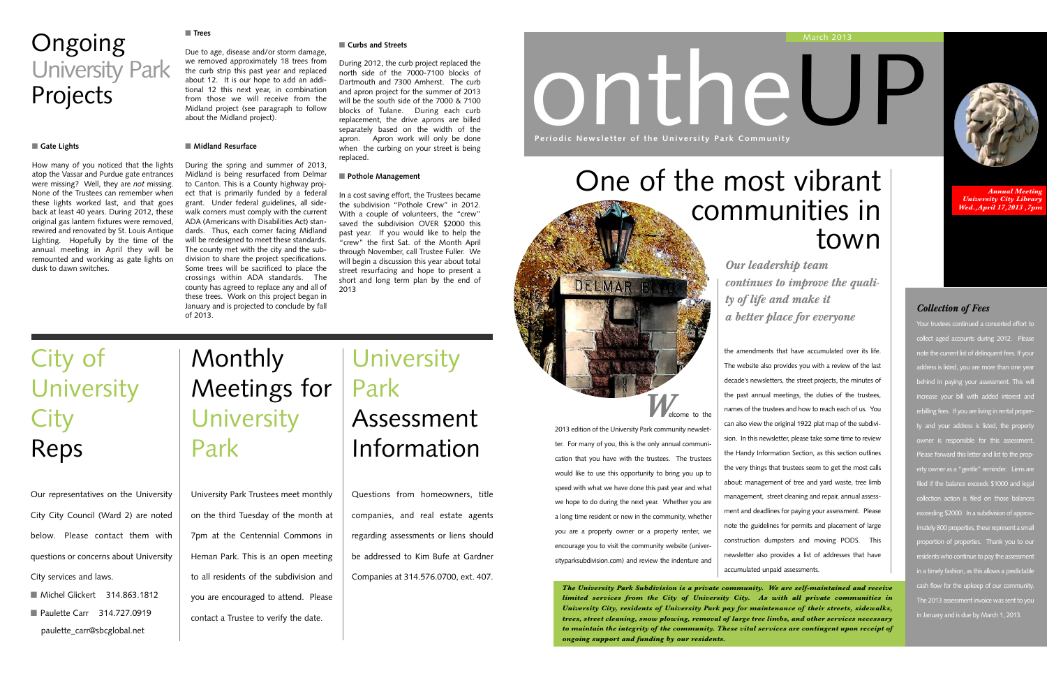# Ongoing University Park Projects

### Gate Lights

How many of you noticed that the lights atop the Vassar and Purdue gate entrances were missing? Well, they are *not* missing. None of the Trustees can remember when these lights worked last, and that goes back at least 40 years. During 2012, these original gas lantern fixtures were removed, rewired and renovated by St. Louis Antique Lighting. Hopefully by the time of the annual meeting in April they will be remounted and working as gate lights on dusk to dawn switches.

### Trees

Due to age, disease and/or storm damage, we removed approximately 18 trees from the curb strip this past year and replaced about 12. It is our hope to add an additional 12 this next year, in combination from those we will receive from the Midland project (see paragraph to follow about the Midland project).

### Midland Resurface

During the spring and summer of 2013, Midland is being resurfaced from Delmar to Canton. This is a County highway project that is primarily funded by a federal grant. Under federal guidelines, all sidewalk corners must comply with the current ADA (Americans with Disabilities Act) standards. Thus, each corner facing Midland will be redesigned to meet these standards. The county met with the city and the subdivision to share the project specifications. Some trees will be sacrificed to place the crossings within ADA standards. The county has agreed to replace any and all of these trees. Work on this project began in January and is projected to conclude by fall of 2013.

### Curbs and Streets

During 2012, the curb project replaced the north side of the 7000-7100 blocks of Dartmouth and 7300 Amherst. The curb and apron project for the summer of 2013 will be the south side of the 7000 & 7100 blocks of Tulane. During each curb replacement, the drive aprons are billed separately based on the width of the apron. Apron work will only be done when the curbing on your street is being replaced.

### Pothole Management

In a cost saving effort, the Trustees became the subdivision "Pothole Crew" in 2012. With a couple of volunteers, the "crew" saved the subdivision OVER $2000 this past year. If you would like to help the "crew" the first Sat. of the Month April through November, call Trustee Fuller. We will begin a discussion this year about total street resurfacing and hope to present a short and long term plan by the end of 2013

# City of University City Reps

Our representatives on the University City City Council (Ward 2) are noted below. Please contact them with questions or concerns about University City services and laws.

- Michel Glickert 314.863.1812
- Paulette Carr 314.727.0919
  paulette_carr@sbcglobal.net

# Monthly Meetings for University Park

University Park Trustees meet monthly on the third Tuesday of the month at 7pm at the Centennial Commons in Heman Park. This is an open meeting to all residents of the subdivision and you are encouraged to attend. Please contact a Trustee to verify the date.

# University Park Assessment Information

Questions from homeowners, title companies, and real estate agents regarding assessments or liens should be addressed to Kim Bufe at Gardner Companies at 314.576.0700, ext. 407.

March 2013

# ontheUP

**Periodic Newsletter of the University Park Community**

***Annual Meeting University City Library Wed., April 17, 2013, 7pm***

# One of the most vibrant communities in town

***Our leadership team continues to improve the quality of life and make it a better place for everyone***

Welcome to the 2013 edition of the University Park community newsletter. For many of you, this is the only annual communication that you have with the trustees. The trustees would like to use this opportunity to bring you up to speed with what we have done this past year and what we hope to do during the next year. Whether you are a long time resident or new in the community, whether you are a property owner or a property renter, we encourage you to visit the community website (universityparksubdivision.com) and review the indenture and the amendments that have accumulated over its life. The website also provides you with a review of the last decade's newsletters, the street projects, the minutes of the past annual meetings, the duties of the trustees, names of the trustees and how to reach each of us. You can also view the original 1922 plat map of the subdivision. In this newsletter, please take some time to review the Handy Information Section, as this section outlines the very things that trustees seem to get the most calls about: management of tree and yard waste, tree limb management, street cleaning and repair, annual assessment and deadlines for paying your assessment. Please note the guidelines for permits and placement of large construction dumpsters and moving PODS. This newsletter also provides a list of addresses that have accumulated unpaid assessments.

***The University Park Subdivision is a private community. We are self-maintained and receive limited services from the City of University City. As with all private communities in University City, residents of University Park pay for maintenance of their streets, sidewalks, trees, street cleaning, snow plowing, removal of large tree limbs, and other services necessary to maintain the integrity of the community. These vital services are contingent upon receipt of ongoing support and funding by our residents.***

### *Collection of Fees*

Your trustees continued a concerted effort to collect aged accounts during 2012. Please note the current list of delinquent fees. If your address is listed, you are more than one year behind in paying your assessment. This will increase your bill with added interest and rebilling fees. If you are living in rental property and your address is listed, the property owner is responsible for this assessment. Please forward this letter and list to the property owner as a "gentle" reminder. Liens are filed if the balance exceeds $1000 and legal collection action is filed on those balances exceeding $2000. In a subdivision of approximately 800 properties, these represent a small proportion of properties. Thank you to our residents who continue to pay the assessment in a timely fashion, as this allows a predictable cash flow for the upkeep of our community. The 2013 assessment invoice was sent to you in January and is due by March 1, 2013.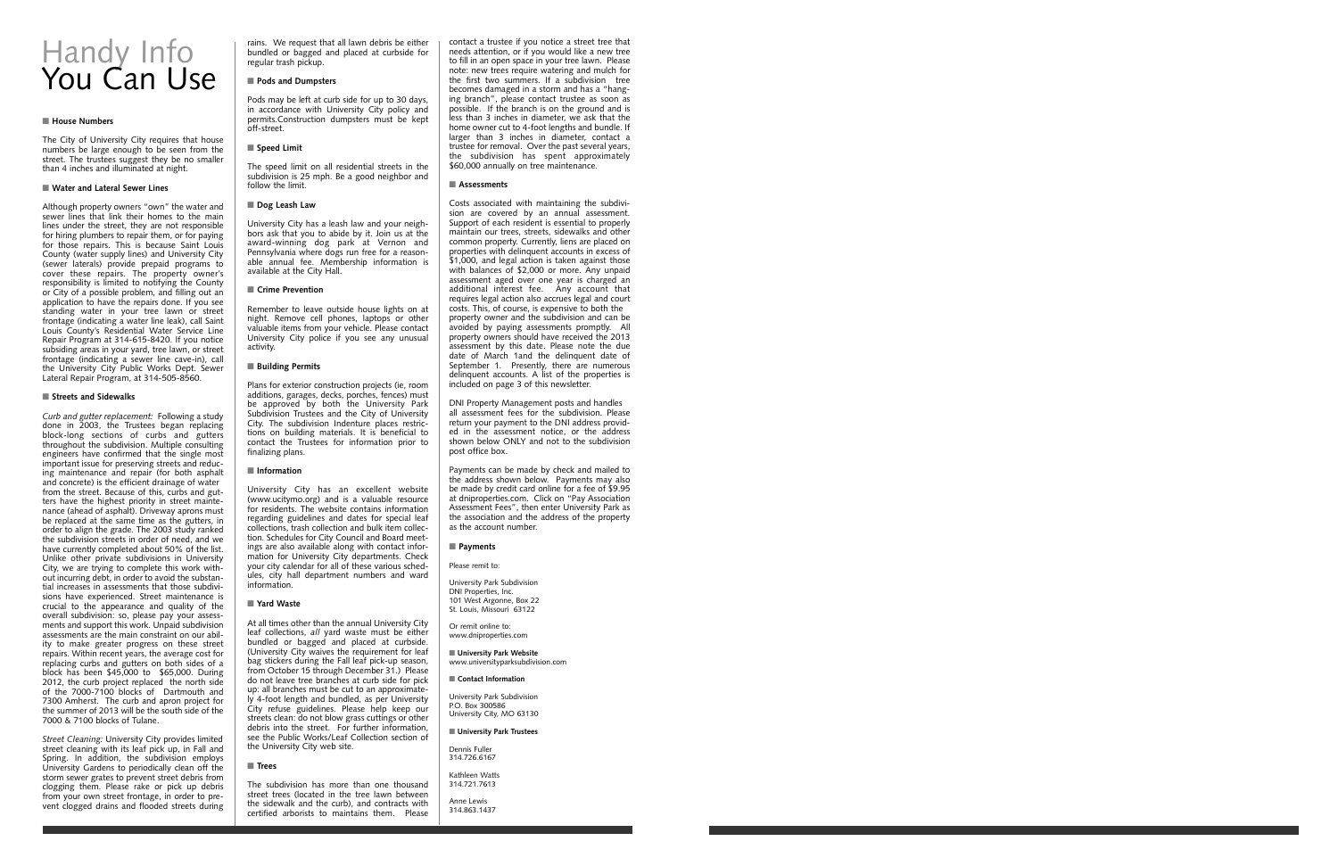// Handy Info
# You Can Use

### ■ House Numbers

The City of University City requires that house numbers be large enough to be seen from the street. The trustees suggest they be no smaller than 4 inches and illuminated at night.

### ■ Water and Lateral Sewer Lines

Although property owners "own" the water and sewer lines that link their homes to the main lines under the street, they are not responsible for hiring plumbers to repair them, or for paying for those repairs. This is because Saint Louis County (water supply lines) and University City (sewer laterals) provide prepaid programs to cover these repairs. The property owner's responsibility is limited to notifying the County or City of a possible problem, and filling out an application to have the repairs done. If you see standing water in your tree lawn or street frontage (indicating a water line leak), call Saint Louis County's Residential Water Service Line Repair Program at 314-615-8420. If you notice subsiding areas in your yard, tree lawn, or street frontage (indicating a sewer line cave-in), call the University City Public Works Dept. Sewer Lateral Repair Program, at 314-505-8560.

### ■ Streets and Sidewalks

*Curb and gutter replacement:* Following a study done in 2003, the Trustees began replacing block-long sections of curbs and gutters throughout the subdivision. Multiple consulting engineers have confirmed that the single most important issue for preserving streets and reducing maintenance and repair (for both asphalt and concrete) is the efficient drainage of water from the street. Because of this, curbs and gutters have the highest priority in street maintenance (ahead of asphalt). Driveway aprons must be replaced at the same time as the gutters, in order to align the grade. The 2003 study ranked the subdivision streets in order of need, and we have currently completed about 50% of the list. Unlike other private subdivisions in University City, we are trying to complete this work without incurring debt, in order to avoid the substantial increases in assessments that those subdivisions have experienced. Street maintenance is crucial to the appearance and quality of the overall subdivision: so, please pay your assessments and support this work. Unpaid subdivision assessments are the main constraint on our ability to make greater progress on these street repairs. Within recent years, the average cost for replacing curbs and gutters on both sides of a block has been \$45,000 to \$65,000. During 2012, the curb project replaced the north side of the 7000-7100 blocks of Dartmouth and 7300 Amherst. The curb and apron project for the summer of 2013 will be the south side of the 7000 & 7100 blocks of Tulane.

*Street Cleaning:* University City provides limited street cleaning with its leaf pick up, in Fall and Spring. In addition, the subdivision employs University Gardens to periodically clean off the storm sewer grates to prevent street debris from clogging them. Please rake or pick up debris from your own street frontage, in order to prevent clogged drains and flooded streets during rains. We request that all lawn debris be either bundled or bagged and placed at curbside for regular trash pickup.

### ■ Pods and Dumpsters

Pods may be left at curb side for up to 30 days, in accordance with University City policy and permits.Construction dumpsters must be kept off-street.

### ■ Speed Limit

The speed limit on all residential streets in the subdivision is 25 mph. Be a good neighbor and follow the limit.

### ■ Dog Leash Law

University City has a leash law and your neighbors ask that you to abide by it. Join us at the award-winning dog park at Vernon and Pennsylvania where dogs run free for a reasonable annual fee. Membership information is available at the City Hall.

### ■ Crime Prevention

Remember to leave outside house lights on at night. Remove cell phones, laptops or other valuable items from your vehicle. Please contact University City police if you see any unusual activity.

### ■ Building Permits

Plans for exterior construction projects (ie, room additions, garages, decks, porches, fences) must be approved by both the University Park Subdivision Trustees and the City of University City. The subdivision Indenture places restrictions on building materials. It is beneficial to contact the Trustees for information prior to finalizing plans.

### ■ Information

University City has an excellent website (www.ucitymo.org) and is a valuable resource for residents. The website contains information regarding guidelines and dates for special leaf collections, trash collection and bulk item collection. Schedules for City Council and Board meetings are also available along with contact information for University City departments. Check your city calendar for all of these various schedules, city hall department numbers and ward information.

### ■ Yard Waste

At all times other than the annual University City leaf collections, *all* yard waste must be either bundled or bagged and placed at curbside. (University City waives the requirement for leaf bag stickers during the Fall leaf pick-up season, from October 15 through December 31.) Please do not leave tree branches at curb side for pick up: all branches must be cut to an approximately 4-foot length and bundled, as per University City refuse guidelines. Please help keep our streets clean: do not blow grass cuttings or other debris into the street. For further information, see the Public Works/Leaf Collection section of the University City web site.

### ■ Trees

The subdivision has more than one thousand street trees (located in the tree lawn between the sidewalk and the curb), and contracts with certified arborists to maintains them. Please contact a trustee if you notice a street tree that needs attention, or if you would like a new tree to fill in an open space in your tree lawn. Please note: new trees require watering and mulch for the first two summers. If a subdivision tree becomes damaged in a storm and has a "hanging branch", please contact trustee as soon as possible. If the branch is on the ground and is less than 3 inches in diameter, we ask that the home owner cut to 4-foot lengths and bundle. If larger than 3 inches in diameter, contact a trustee for removal. Over the past several years, the subdivision has spent approximately \$60,000 annually on tree maintenance.

### ■ Assessments

Costs associated with maintaining the subdivision are covered by an annual assessment. Support of each resident is essential to properly maintain our trees, streets, sidewalks and other common property. Currently, liens are placed on properties with delinquent accounts in excess of \$1,000, and legal action is taken against those with balances of \$2,000 or more. Any unpaid assessment aged over one year is charged an additional interest fee. Any account that requires legal action also accrues legal and court costs. This, of course, is expensive to both the property owner and the subdivision and can be avoided by paying assessments promptly. All property owners should have received the 2013 assessment by this date. Please note the due date of March 1and the delinquent date of September 1. Presently, there are numerous delinquent accounts. A list of the properties is included on page 3 of this newsletter.

DNI Property Management posts and handles all assessment fees for the subdivision. Please return your payment to the DNI address provided in the assessment notice, or the address shown below ONLY and not to the subdivision post office box.

Payments can be made by check and mailed to the address shown below. Payments may also be made by credit card online for a fee of \$9.95 at dniproperties.com. Click on "Pay Association Assessment Fees", then enter University Park as the association and the address of the property as the account number.

### ■ Payments

Please remit to:

University Park Subdivision
DNI Properties, Inc.
101 West Argonne, Box 22
St. Louis, Missouri 63122

Or remit online to:
www.dniproperties.com

### ■ University Park Website

www.universityparksubdivision.com

### ■ Contact Information

University Park Subdivision
P.O. Box 300586
University City, MO 63130

### ■ University Park Trustees

Dennis Fuller
314.726.6167

Kathleen Watts
314.721.7613

Anne Lewis
314.863.1437